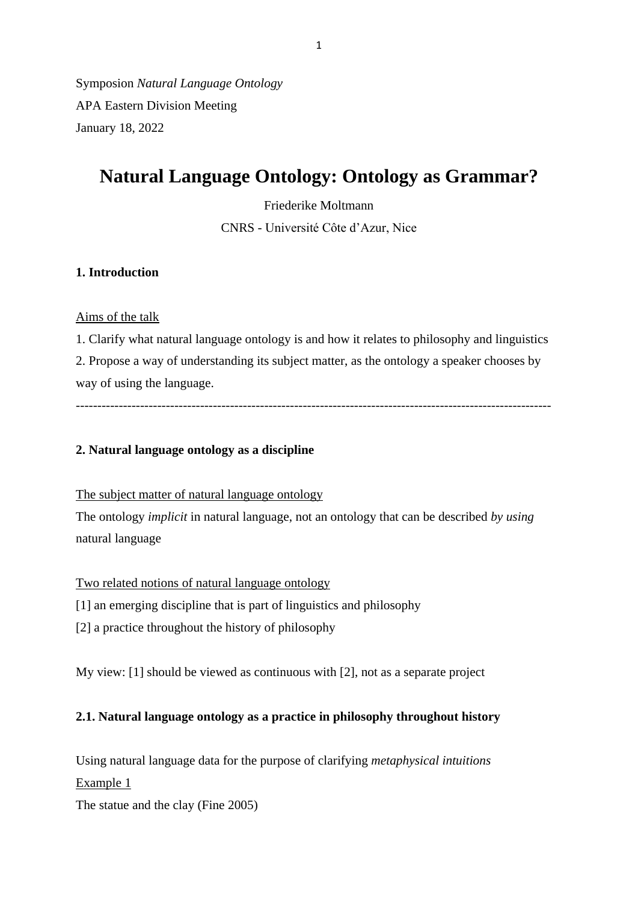Symposion *Natural Language Ontology*

APA Eastern Division Meeting

January 18, 2022

# Natural Language Ontology: Ontology as Grammar?

Friederike Moltmann

CNRS - Université Côte d'Azur, Nice

## 1. Introduction

<u>Aims of the talk</u>

1. Clarify what natural language ontology is and how it relates to philosophy and linguistics
2. Propose a way of understanding its subject matter, as the ontology a speaker chooses by way of using the language.

---

## 2. Natural language ontology as a discipline

<u>The subject matter of natural language ontology</u>

The ontology *implicit* in natural language, not an ontology that can be described *by using* natural language

<u>Two related notions of natural language ontology</u>

[1] an emerging discipline that is part of linguistics and philosophy

[2] a practice throughout the history of philosophy

My view: [1] should be viewed as continuous with [2], not as a separate project

### 2.1. Natural language ontology as a practice in philosophy throughout history

Using natural language data for the purpose of clarifying *metaphysical intuitions*

<u>Example 1</u>

The statue and the clay (Fine 2005)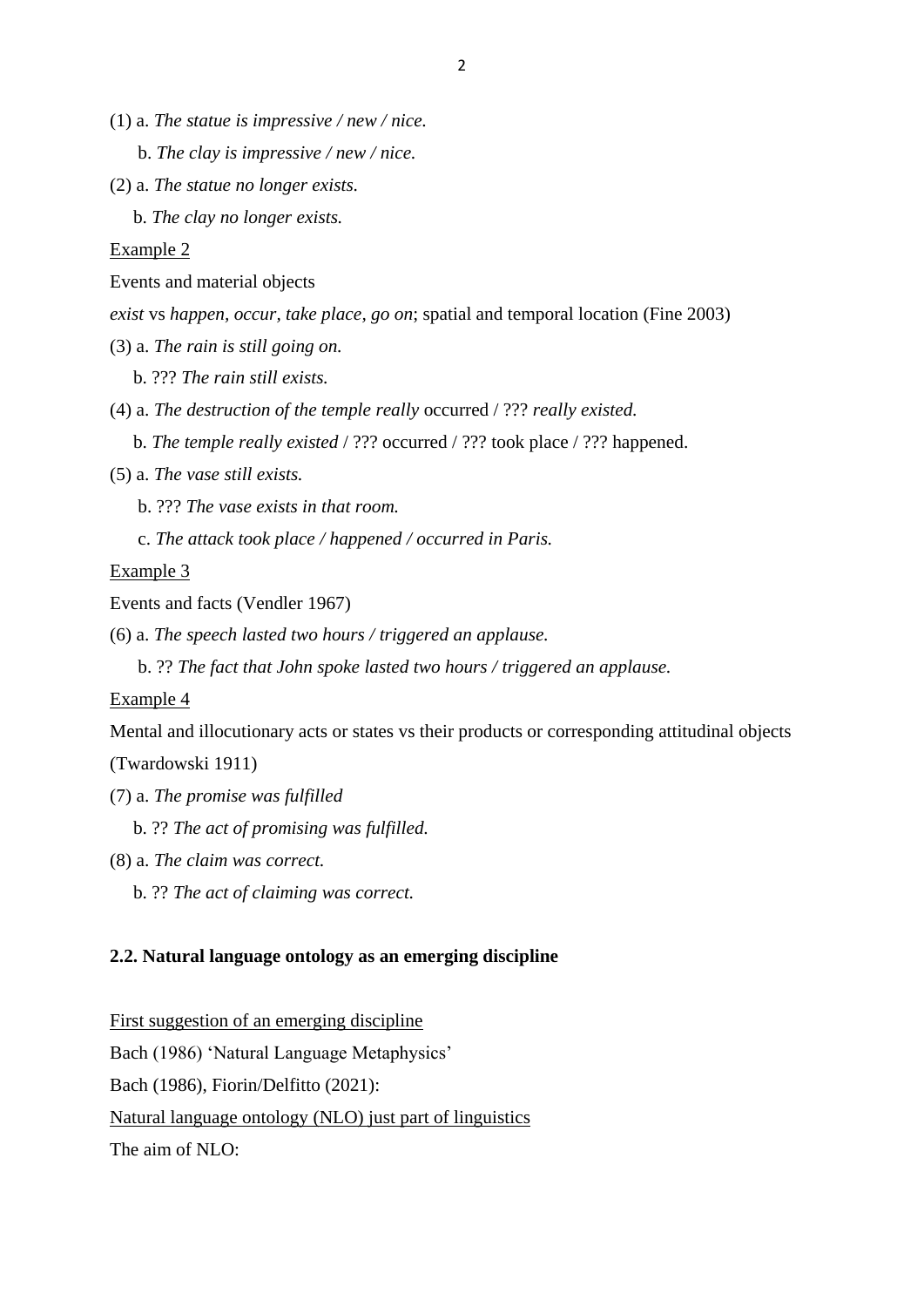(1) a. *The statue is impressive / new / nice.*

b. *The clay is impressive / new / nice.*

(2) a. *The statue no longer exists.*

b. *The clay no longer exists.*

<u>Example 2</u>

Events and material objects

*exist* vs *happen, occur, take place, go on*; spatial and temporal location (Fine 2003)

(3) a. *The rain is still going on.*

b. ??? *The rain still exists.*

(4) a. *The destruction of the temple really* occurred / ??? *really existed.*

b. *The temple really existed* / ??? occurred / ??? took place / ??? happened.

(5) a. *The vase still exists.*

b. ??? *The vase exists in that room.*

c. *The attack took place / happened / occurred in Paris.*

<u>Example 3</u>

Events and facts (Vendler 1967)

(6) a. *The speech lasted two hours / triggered an applause.*

b. ?? *The fact that John spoke lasted two hours / triggered an applause.*

<u>Example 4</u>

Mental and illocutionary acts or states vs their products or corresponding attitudinal objects (Twardowski 1911)

(7) a. *The promise was fulfilled*

b. ?? *The act of promising was fulfilled.*

(8) a. *The claim was correct.*

b. ?? *The act of claiming was correct.*

### 2.2. Natural language ontology as an emerging discipline

<u>First suggestion of an emerging discipline</u>

Bach (1986) 'Natural Language Metaphysics'

Bach (1986), Fiorin/Delfitto (2021):

<u>Natural language ontology (NLO) just part of linguistics</u>

The aim of NLO: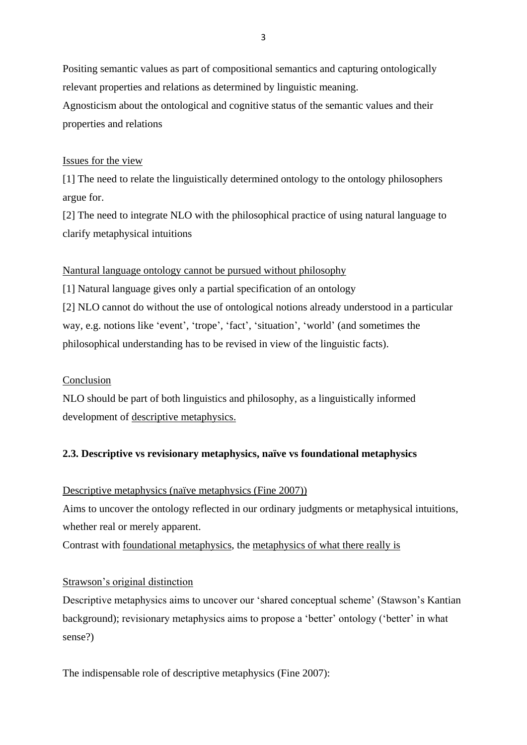Positing semantic values as part of compositional semantics and capturing ontologically relevant properties and relations as determined by linguistic meaning.
Agnosticism about the ontological and cognitive status of the semantic values and their properties and relations

<u>Issues for the view</u>
[1] The need to relate the linguistically determined ontology to the ontology philosophers argue for.
[2] The need to integrate NLO with the philosophical practice of using natural language to clarify metaphysical intuitions

<u>Nantural language ontology cannot be pursued without philosophy</u>
[1] Natural language gives only a partial specification of an ontology
[2] NLO cannot do without the use of ontological notions already understood in a particular way, e.g. notions like 'event', 'trope', 'fact', 'situation', 'world' (and sometimes the philosophical understanding has to be revised in view of the linguistic facts).

<u>Conclusion</u>
NLO should be part of both linguistics and philosophy, as a linguistically informed development of <u>descriptive metaphysics.</u>

### 2.3. Descriptive vs revisionary metaphysics, naïve vs foundational metaphysics

<u>Descriptive metaphysics (naïve metaphysics (Fine 2007))</u>
Aims to uncover the ontology reflected in our ordinary judgments or metaphysical intuitions, whether real or merely apparent.
Contrast with <u>foundational metaphysics</u>, the <u>metaphysics of what there really is</u>

<u>Strawson's original distinction</u>
Descriptive metaphysics aims to uncover our 'shared conceptual scheme' (Stawson's Kantian background); revisionary metaphysics aims to propose a 'better' ontology ('better' in what sense?)

The indispensable role of descriptive metaphysics (Fine 2007):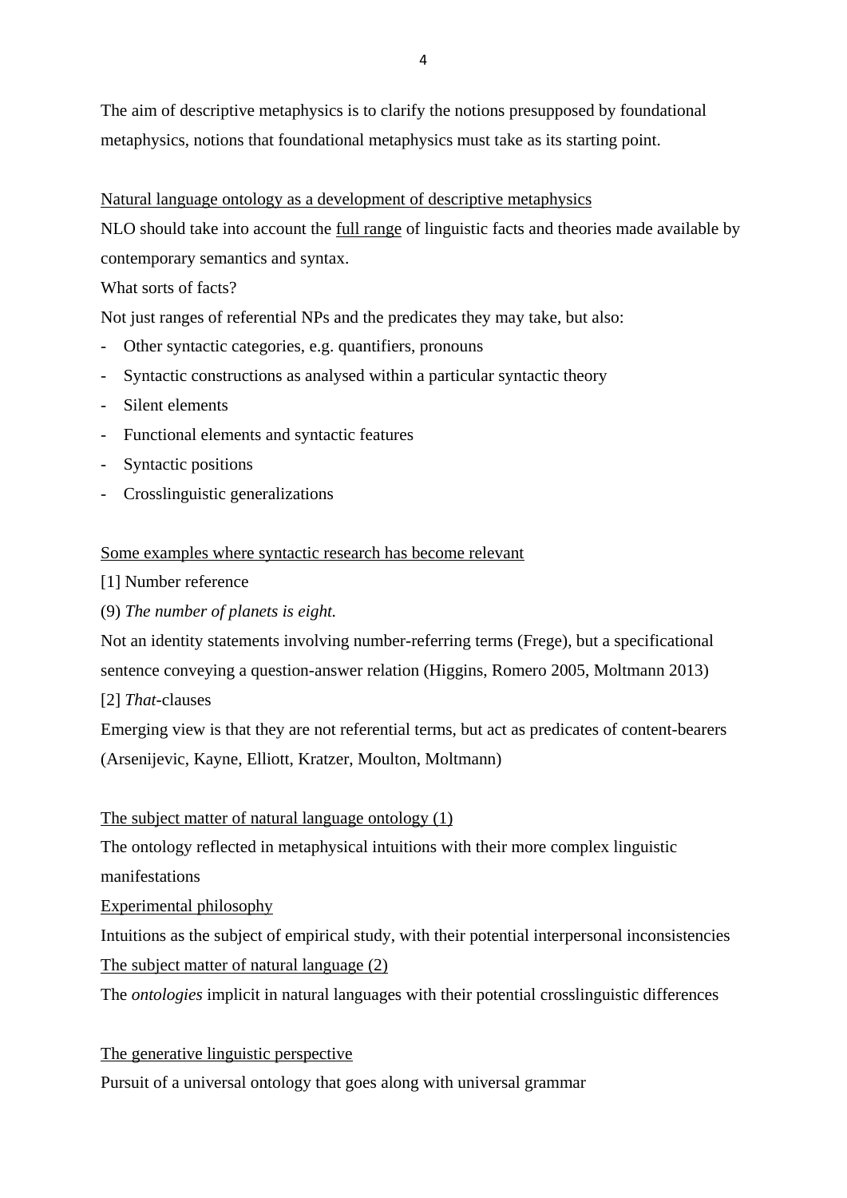The aim of descriptive metaphysics is to clarify the notions presupposed by foundational metaphysics, notions that foundational metaphysics must take as its starting point.

<u>Natural language ontology as a development of descriptive metaphysics</u>

NLO should take into account the <u>full range</u> of linguistic facts and theories made available by contemporary semantics and syntax.

What sorts of facts?

Not just ranges of referential NPs and the predicates they may take, but also:

- Other syntactic categories, e.g. quantifiers, pronouns
- Syntactic constructions as analysed within a particular syntactic theory
- Silent elements
- Functional elements and syntactic features
- Syntactic positions
- Crosslinguistic generalizations

<u>Some examples where syntactic research has become relevant</u>

[1] Number reference

(9) *The number of planets is eight.*

Not an identity statements involving number-referring terms (Frege), but a specificational sentence conveying a question-answer relation (Higgins, Romero 2005, Moltmann 2013)

[2] *That*-clauses

Emerging view is that they are not referential terms, but act as predicates of content-bearers (Arsenijevic, Kayne, Elliott, Kratzer, Moulton, Moltmann)

<u>The subject matter of natural language ontology (1)</u>

The ontology reflected in metaphysical intuitions with their more complex linguistic manifestations

<u>Experimental philosophy</u>

Intuitions as the subject of empirical study, with their potential interpersonal inconsistencies

<u>The subject matter of natural language (2)</u>

The *ontologies* implicit in natural languages with their potential crosslinguistic differences

<u>The generative linguistic perspective</u>

Pursuit of a universal ontology that goes along with universal grammar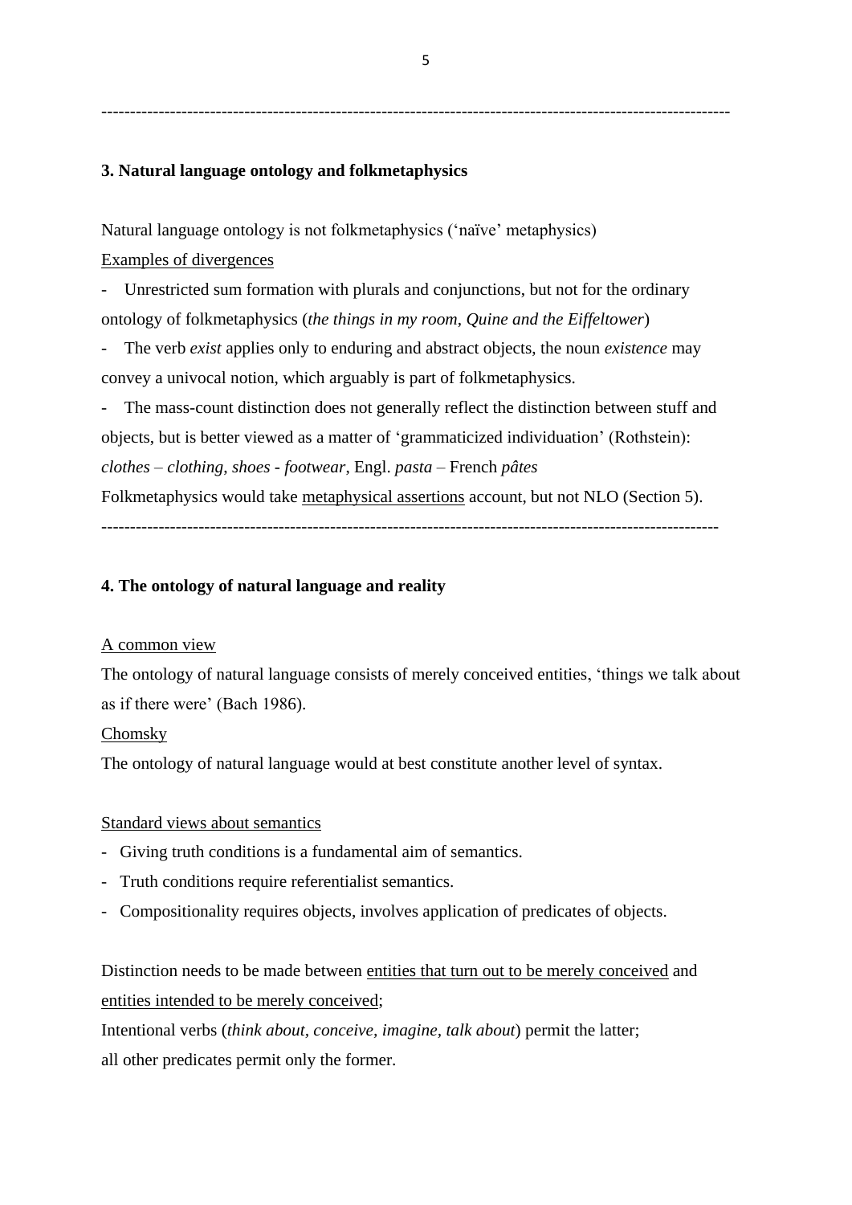---

### 3. Natural language ontology and folkmetaphysics

Natural language ontology is not folkmetaphysics ('naïve' metaphysics)

<u>Examples of divergences</u>

- Unrestricted sum formation with plurals and conjunctions, but not for the ordinary ontology of folkmetaphysics (*the things in my room*, *Quine and the Eiffeltower*)
- The verb *exist* applies only to enduring and abstract objects, the noun *existence* may convey a univocal notion, which arguably is part of folkmetaphysics.
- The mass-count distinction does not generally reflect the distinction between stuff and objects, but is better viewed as a matter of 'grammaticized individuation' (Rothstein): *clothes* – *clothing*, *shoes* - *footwear*, Engl. *pasta* – French *pâtes*

Folkmetaphysics would take <u>metaphysical assertions</u> account, but not NLO (Section 5).

---

### 4. The ontology of natural language and reality

<u>A common view</u>

The ontology of natural language consists of merely conceived entities, 'things we talk about as if there were' (Bach 1986).

<u>Chomsky</u>

The ontology of natural language would at best constitute another level of syntax.

<u>Standard views about semantics</u>

- Giving truth conditions is a fundamental aim of semantics.
- Truth conditions require referentialist semantics.
- Compositionality requires objects, involves application of predicates of objects.

Distinction needs to be made between <u>entities that turn out to be merely conceived</u> and <u>entities intended to be merely conceived</u>;

Intentional verbs (*think about, conceive, imagine, talk about*) permit the latter;

all other predicates permit only the former.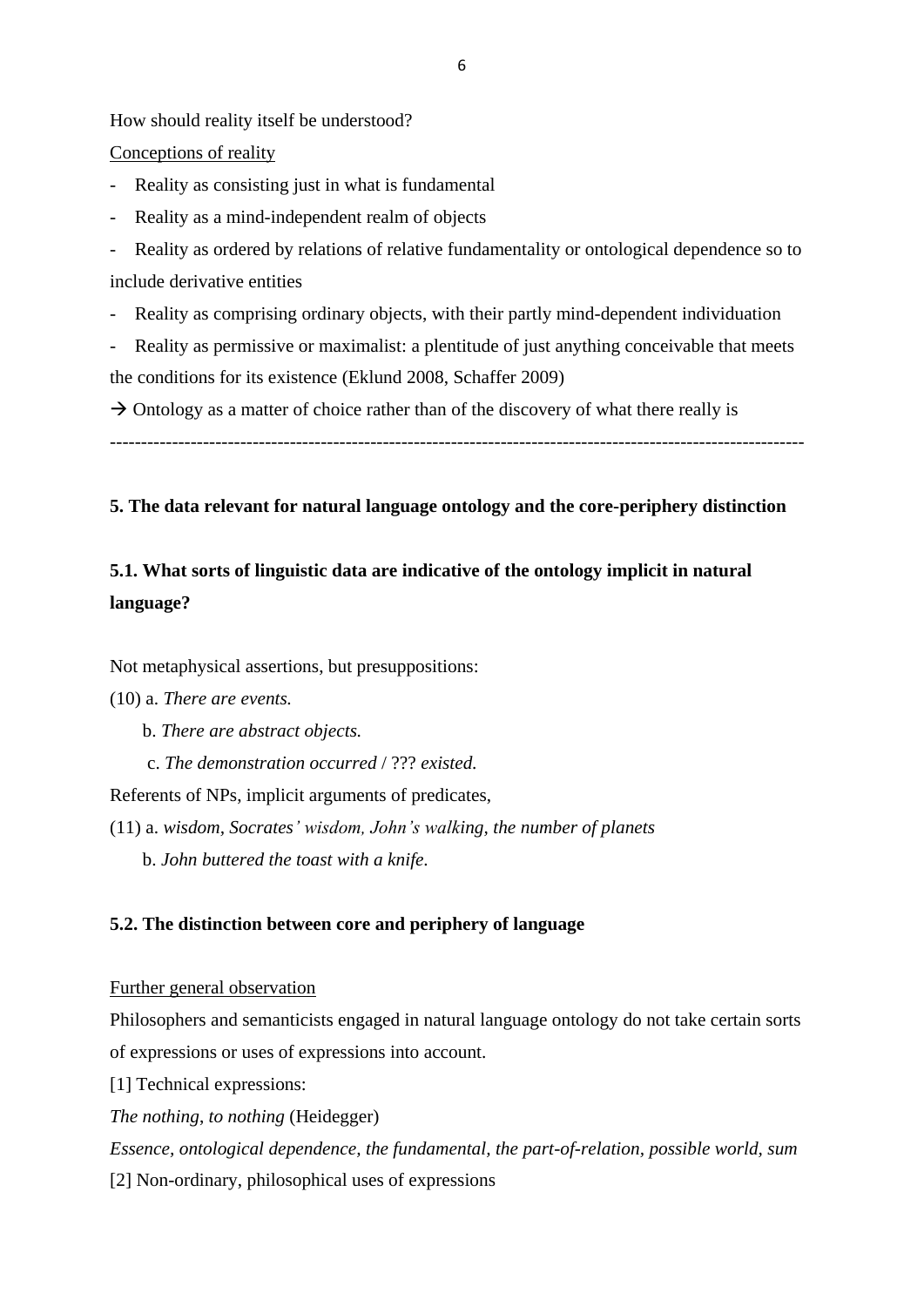How should reality itself be understood?

Conceptions of reality

- Reality as consisting just in what is fundamental
- Reality as a mind-independent realm of objects
- Reality as ordered by relations of relative fundamentality or ontological dependence so to include derivative entities
- Reality as comprising ordinary objects, with their partly mind-dependent individuation
- Reality as permissive or maximalist: a plentitude of just anything conceivable that meets the conditions for its existence (Eklund 2008, Schaffer 2009)

→ Ontology as a matter of choice rather than of the discovery of what there really is

---

## 5. The data relevant for natural language ontology and the core-periphery distinction

### 5.1. What sorts of linguistic data are indicative of the ontology implicit in natural language?

Not metaphysical assertions, but presuppositions:

(10) a. *There are events.*

b. *There are abstract objects.*

c. *The demonstration occurred* / ??? *existed.*

Referents of NPs, implicit arguments of predicates,

(11) a. *wisdom, Socrates' wisdom, John's walking, the number of planets*

b. *John buttered the toast with a knife.*

### 5.2. The distinction between core and periphery of language

Further general observation

Philosophers and semanticists engaged in natural language ontology do not take certain sorts of expressions or uses of expressions into account.

[1] Technical expressions:

*The nothing, to nothing* (Heidegger)

*Essence, ontological dependence, the fundamental, the part-of-relation, possible world, sum*

[2] Non-ordinary, philosophical uses of expressions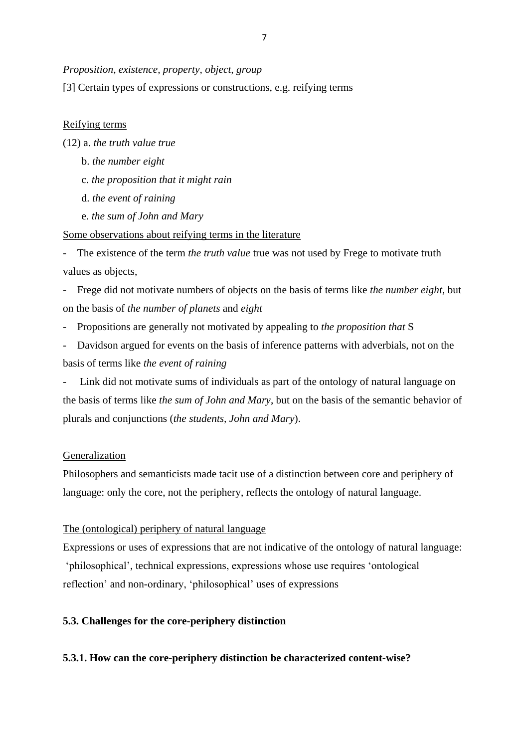*Proposition, existence, property, object, group*

[3] Certain types of expressions or constructions, e.g. reifying terms

<u>Reifying terms</u>

(12) a. *the truth value true*

b. *the number eight*

c. *the proposition that it might rain*

d. *the event of raining*

e. *the sum of John and Mary*

<u>Some observations about reifying terms in the literature</u>

- The existence of the term *the truth value* true was not used by Frege to motivate truth values as objects,
- Frege did not motivate numbers of objects on the basis of terms like *the number eight*, but on the basis of *the number of planets* and *eight*
- Propositions are generally not motivated by appealing to *the proposition that* S
- Davidson argued for events on the basis of inference patterns with adverbials, not on the basis of terms like *the event of raining*
- Link did not motivate sums of individuals as part of the ontology of natural language on the basis of terms like *the sum of John and Mary*, but on the basis of the semantic behavior of plurals and conjunctions (*the students, John and Mary*).

<u>Generalization</u>

Philosophers and semanticists made tacit use of a distinction between core and periphery of language: only the core, not the periphery, reflects the ontology of natural language.

<u>The (ontological) periphery of natural language</u>

Expressions or uses of expressions that are not indicative of the ontology of natural language: 'philosophical', technical expressions, expressions whose use requires 'ontological reflection' and non-ordinary, 'philosophical' uses of expressions

### 5.3. Challenges for the core-periphery distinction

#### 5.3.1. How can the core-periphery distinction be characterized content-wise?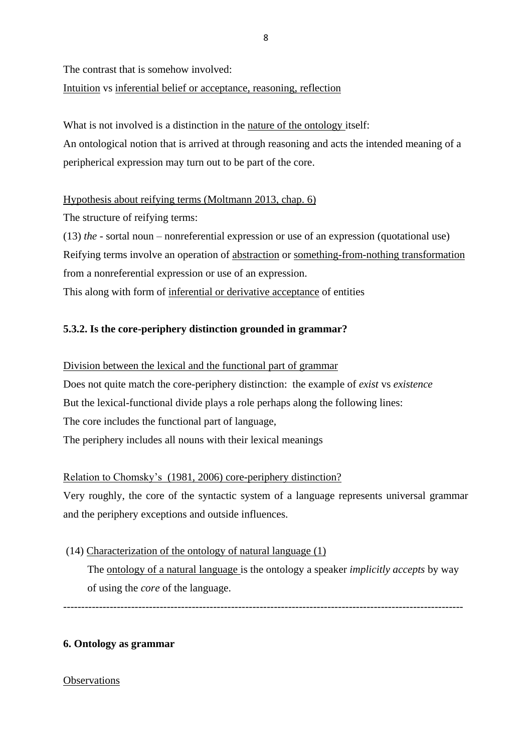The contrast that is somehow involved:
Intuition vs inferential belief or acceptance, reasoning, reflection

What is not involved is a distinction in the nature of the ontology itself:
An ontological notion that is arrived at through reasoning and acts the intended meaning of a peripherical expression may turn out to be part of the core.

Hypothesis about reifying terms (Moltmann 2013, chap. 6)
The structure of reifying terms:
(13) *the* - sortal noun – nonreferential expression or use of an expression (quotational use)
Reifying terms involve an operation of abstraction or something-from-nothing transformation from a nonreferential expression or use of an expression.
This along with form of inferential or derivative acceptance of entities

### 5.3.2. Is the core-periphery distinction grounded in grammar?

Division between the lexical and the functional part of grammar
Does not quite match the core-periphery distinction: the example of *exist* vs *existence*
But the lexical-functional divide plays a role perhaps along the following lines:
The core includes the functional part of language,
The periphery includes all nouns with their lexical meanings

Relation to Chomsky's (1981, 2006) core-periphery distinction?
Very roughly, the core of the syntactic system of a language represents universal grammar and the periphery exceptions and outside influences.

(14) Characterization of the ontology of natural language (1)
The ontology of a natural language is the ontology a speaker *implicitly accepts* by way of using the *core* of the language.

---

## 6. Ontology as grammar

Observations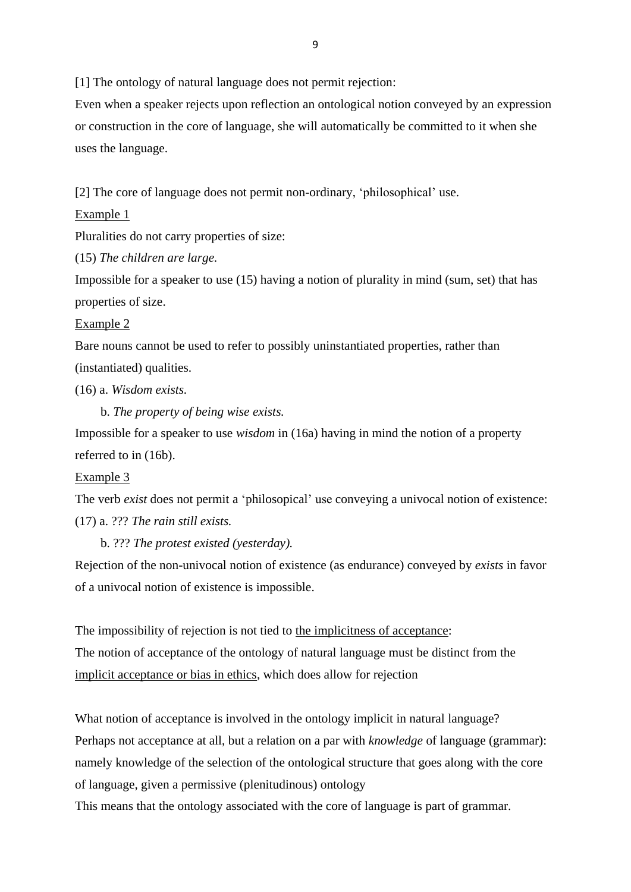[1] The ontology of natural language does not permit rejection:

Even when a speaker rejects upon reflection an ontological notion conveyed by an expression or construction in the core of language, she will automatically be committed to it when she uses the language.

[2] The core of language does not permit non-ordinary, 'philosophical' use.

<u>Example 1</u>

Pluralities do not carry properties of size:

(15) *The children are large.*

Impossible for a speaker to use (15) having a notion of plurality in mind (sum, set) that has properties of size.

<u>Example 2</u>

Bare nouns cannot be used to refer to possibly uninstantiated properties, rather than (instantiated) qualities.

(16) a. *Wisdom exists.*

b. *The property of being wise exists.*

Impossible for a speaker to use *wisdom* in (16a) having in mind the notion of a property referred to in (16b).

<u>Example 3</u>

The verb *exist* does not permit a 'philosopical' use conveying a univocal notion of existence:

(17) a. ??? *The rain still exists.*

b. ??? *The protest existed (yesterday).*

Rejection of the non-univocal notion of existence (as endurance) conveyed by *exists* in favor of a univocal notion of existence is impossible.

The impossibility of rejection is not tied to <u>the implicitness of acceptance</u>:

The notion of acceptance of the ontology of natural language must be distinct from the <u>implicit acceptance or bias in ethics</u>, which does allow for rejection

What notion of acceptance is involved in the ontology implicit in natural language?

Perhaps not acceptance at all, but a relation on a par with *knowledge* of language (grammar): namely knowledge of the selection of the ontological structure that goes along with the core of language, given a permissive (plenitudinous) ontology

This means that the ontology associated with the core of language is part of grammar.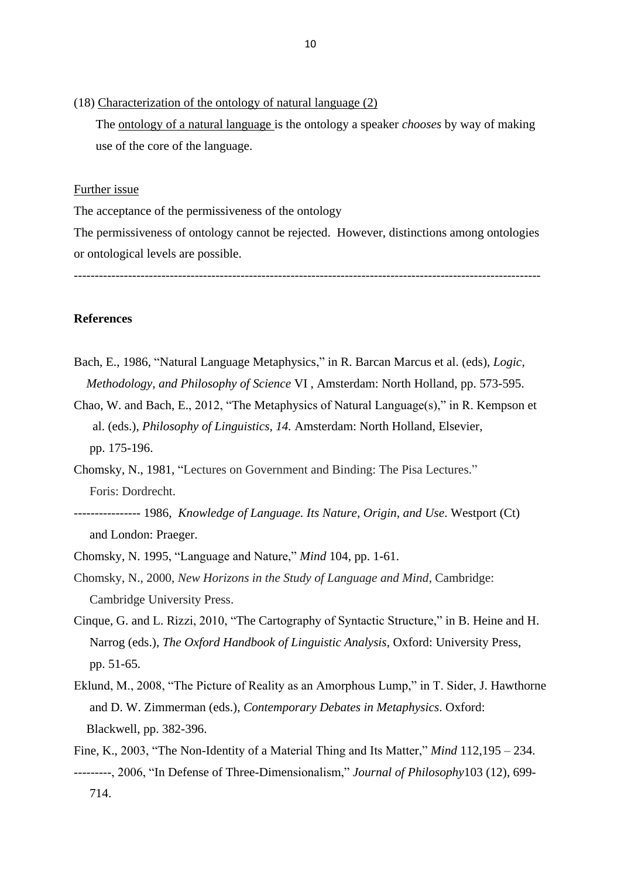(18) <u>Characterization of the ontology of natural language (2)</u>

The <u>ontology of a natural language</u> is the ontology a speaker *chooses* by way of making use of the core of the language.

<u>Further issue</u>

The acceptance of the permissiveness of the ontology

The permissiveness of ontology cannot be rejected.  However, distinctions among ontologies or ontological levels are possible.

---

**References**

Bach, E., 1986, "Natural Language Metaphysics," in R. Barcan Marcus et al. (eds), *Logic, Methodology, and Philosophy of Science* VI , Amsterdam: North Holland, pp. 573-595.

Chao, W. and Bach, E., 2012, "The Metaphysics of Natural Language(s)," in R. Kempson et al. (eds.), *Philosophy of Linguistics, 14.* Amsterdam: North Holland, Elsevier, pp. 175-196.

Chomsky, N., 1981, "Lectures on Government and Binding: The Pisa Lectures." Foris: Dordrecht.

---------------- 1986, *Knowledge of Language. Its Nature, Origin, and Use*. Westport (Ct) and London: Praeger.

Chomsky, N. 1995, "Language and Nature," *Mind* 104, pp. 1-61.

Chomsky, N., 2000, *New Horizons in the Study of Language and Mind*, Cambridge: Cambridge University Press.

Cinque, G. and L. Rizzi, 2010, "The Cartography of Syntactic Structure," in B. Heine and H. Narrog (eds.), *The Oxford Handbook of Linguistic Analysis,* Oxford: University Press, pp. 51-65.

Eklund, M., 2008, "The Picture of Reality as an Amorphous Lump," in T. Sider, J. Hawthorne and D. W. Zimmerman (eds.), *Contemporary Debates in Metaphysics*. Oxford: Blackwell, pp. 382-396.

Fine, K., 2003, "The Non-Identity of a Material Thing and Its Matter," *Mind* 112,195 – 234.

---------, 2006, "In Defense of Three-Dimensionalism," *Journal of Philosophy*103 (12), 699-714.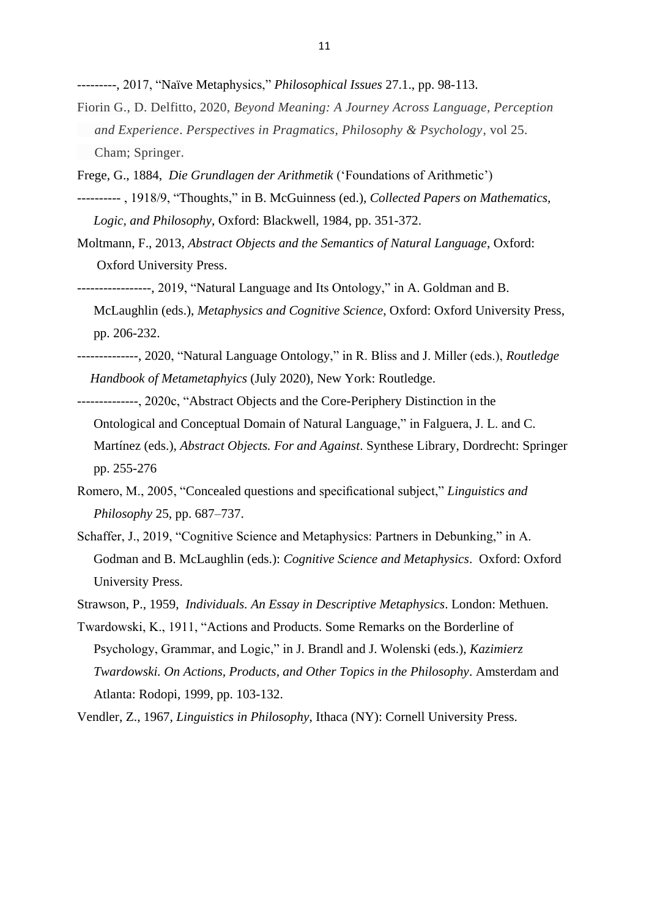---------, 2017, “Naïve Metaphysics,” *Philosophical Issues* 27.1., pp. 98-113.

Fiorin G., D. Delfitto, 2020, *Beyond Meaning: A Journey Across Language, Perception and Experience*. *Perspectives in Pragmatics, Philosophy & Psychology*, vol 25. Cham; Springer.

Frege, G., 1884, *Die Grundlagen der Arithmetik* (‘Foundations of Arithmetic’)

---------- , 1918/9, “Thoughts,” in B. McGuinness (ed.), *Collected Papers on Mathematics, Logic, and Philosophy*, Oxford: Blackwell, 1984, pp. 351-372.

Moltmann, F., 2013, *Abstract Objects and the Semantics of Natural Language*, Oxford: Oxford University Press.

-----------------, 2019, “Natural Language and Its Ontology,” in A. Goldman and B. McLaughlin (eds.), *Metaphysics and Cognitive Science*, Oxford: Oxford University Press, pp. 206-232.

--------------, 2020, “Natural Language Ontology,” in R. Bliss and J. Miller (eds.), *Routledge Handbook of Metametaphyics* (July 2020), New York: Routledge.

--------------, 2020c, “Abstract Objects and the Core-Periphery Distinction in the Ontological and Conceptual Domain of Natural Language,” in Falguera, J. L. and C. Martínez (eds.), *Abstract Objects. For and Against*. Synthese Library, Dordrecht: Springer pp. 255-276

Romero, M., 2005, “Concealed questions and specificational subject,” *Linguistics and Philosophy* 25, pp. 687–737.

Schaffer, J., 2019, “Cognitive Science and Metaphysics: Partners in Debunking,” in A. Godman and B. McLaughlin (eds.): *Cognitive Science and Metaphysics*. Oxford: Oxford University Press.

Strawson, P., 1959, *Individuals. An Essay in Descriptive Metaphysics*. London: Methuen.

Twardowski, K., 1911, “Actions and Products. Some Remarks on the Borderline of Psychology, Grammar, and Logic,” in J. Brandl and J. Wolenski (eds.), *Kazimierz Twardowski. On Actions, Products, and Other Topics in the Philosophy*. Amsterdam and Atlanta: Rodopi, 1999, pp. 103-132.

Vendler, Z., 1967, *Linguistics in Philosophy*, Ithaca (NY): Cornell University Press.